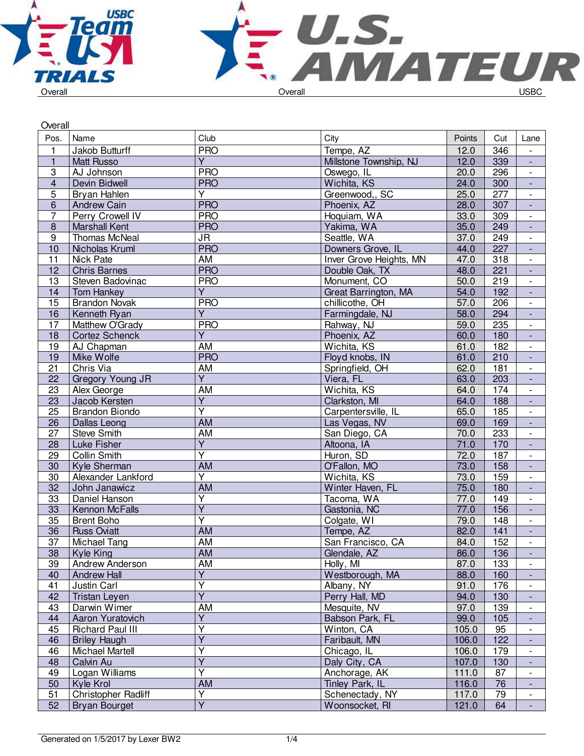Overall

Overall

USBC

## Overall

| Pos. | Name | Club | City | Points | Cut | Lane |
|---|---|---|---|---|---|---|
| 1 | Jakob Butturff | PRO | Tempe, AZ | 12.0 | 346 | - |
| 1 | Matt Russo | Y | Millstone Township, NJ | 12.0 | 339 | - |
| 3 | AJ Johnson | PRO | Oswego, IL | 20.0 | 296 | - |
| 4 | Devin Bidwell | PRO | Wichita, KS | 24.0 | 300 | - |
| 5 | Bryan Hahlen | Y | Greenwood,, SC | 25.0 | 277 | - |
| 6 | Andrew Cain | PRO | Phoenix, AZ | 28.0 | 307 | - |
| 7 | Perry Crowell IV | PRO | Hoquiam, WA | 33.0 | 309 | - |
| 8 | Marshall Kent | PRO | Yakima, WA | 35.0 | 249 | - |
| 9 | Thomas McNeal | JR | Seattle, WA | 37.0 | 249 | - |
| 10 | Nicholas Kruml | PRO | Downers Grove, IL | 44.0 | 227 | - |
| 11 | Nick Pate | AM | Inver Grove Heights, MN | 47.0 | 318 | - |
| 12 | Chris Barnes | PRO | Double Oak, TX | 48.0 | 221 | - |
| 13 | Steven Badovinac | PRO | Monument, CO | 50.0 | 219 | - |
| 14 | Tom Hankey | Y | Great Barrington, MA | 54.0 | 192 | - |
| 15 | Brandon Novak | PRO | chillicothe, OH | 57.0 | 206 | - |
| 16 | Kenneth Ryan | Y | Farmingdale, NJ | 58.0 | 294 | - |
| 17 | Matthew O'Grady | PRO | Rahway, NJ | 59.0 | 235 | - |
| 18 | Cortez Schenck | Y | Phoenix, AZ | 60.0 | 180 | - |
| 19 | AJ Chapman | AM | Wichita, KS | 61.0 | 182 | - |
| 19 | Mike Wolfe | PRO | Floyd knobs, IN | 61.0 | 210 | - |
| 21 | Chris Via | AM | Springfield, OH | 62.0 | 181 | - |
| 22 | Gregory Young JR | Y | Viera, FL | 63.0 | 203 | - |
| 23 | Alex George | AM | Wichita, KS | 64.0 | 174 | - |
| 23 | Jacob Kersten | Y | Clarkston, MI | 64.0 | 188 | - |
| 25 | Brandon Biondo | Y | Carpentersville, IL | 65.0 | 185 | - |
| 26 | Dallas Leong | AM | Las Vegas, NV | 69.0 | 169 | - |
| 27 | Steve Smith | AM | San Diego, CA | 70.0 | 233 | - |
| 28 | Luke Fisher | Y | Altoona, IA | 71.0 | 170 | - |
| 29 | Collin Smith | Y | Huron, SD | 72.0 | 187 | - |
| 30 | Kyle Sherman | AM | O'Fallon, MO | 73.0 | 158 | - |
| 30 | Alexander Lankford | Y | Wichita, KS | 73.0 | 159 | - |
| 32 | John Janawicz | AM | Winter Haven, FL | 75.0 | 180 | - |
| 33 | Daniel Hanson | Y | Tacoma, WA | 77.0 | 149 | - |
| 33 | Kennon McFalls | Y | Gastonia, NC | 77.0 | 156 | - |
| 35 | Brent Boho | Y | Colgate, WI | 79.0 | 148 | - |
| 36 | Russ Oviatt | AM | Tempe, AZ | 82.0 | 141 | - |
| 37 | Michael Tang | AM | San Francisco, CA | 84.0 | 152 | - |
| 38 | Kyle King | AM | Glendale, AZ | 86.0 | 136 | - |
| 39 | Andrew Anderson | AM | Holly, MI | 87.0 | 133 | - |
| 40 | Andrew Hall | Y | Westborough, MA | 88.0 | 160 | - |
| 41 | Justin Carl | Y | Albany, NY | 91.0 | 176 | - |
| 42 | Tristan Leyen | Y | Perry Hall, MD | 94.0 | 130 | - |
| 43 | Darwin Wimer | AM | Mesquite, NV | 97.0 | 139 | - |
| 44 | Aaron Yuratovich | Y | Babson Park, FL | 99.0 | 105 | - |
| 45 | Richard Paul III | Y | Winton, CA | 105.0 | 95 | - |
| 46 | Briley Haugh | Y | Faribault, MN | 106.0 | 122 | - |
| 46 | Michael Martell | Y | Chicago, IL | 106.0 | 179 | - |
| 48 | Calvin Au | Y | Daly City, CA | 107.0 | 130 | - |
| 49 | Logan Williams | Y | Anchorage, AK | 111.0 | 87 | - |
| 50 | Kyle Krol | AM | Tinley Park, IL | 116.0 | 76 | - |
| 51 | Christopher Radliff | Y | Schenectady, NY | 117.0 | 79 | - |
| 52 | Bryan Bourget | Y | Woonsocket, RI | 121.0 | 64 | - |

Generated on 1/5/2017 by Lexer BW2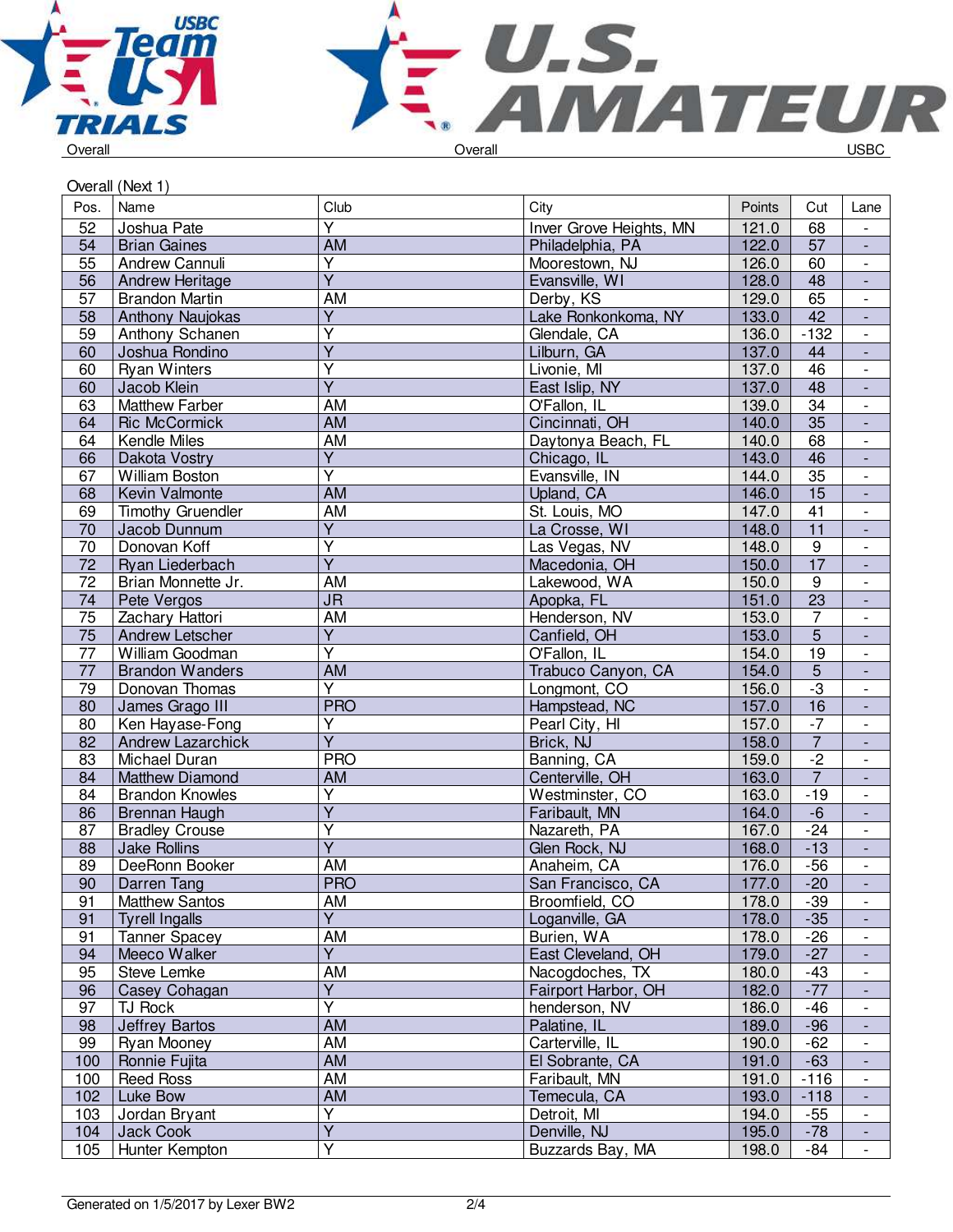Overall (Next 1)

| Pos. | Name | Club | City | Points | Cut | Lane |
|---|---|---|---|---|---|---|
| 52 | Joshua Pate | Y | Inver Grove Heights, MN | 121.0 | 68 | - |
| 54 | Brian Gaines | AM | Philadelphia, PA | 122.0 | 57 | - |
| 55 | Andrew Cannuli | Y | Moorestown, NJ | 126.0 | 60 | - |
| 56 | Andrew Heritage | Y | Evansville, WI | 128.0 | 48 | - |
| 57 | Brandon Martin | AM | Derby, KS | 129.0 | 65 | - |
| 58 | Anthony Naujokas | Y | Lake Ronkonkoma, NY | 133.0 | 42 | - |
| 59 | Anthony Schanen | Y | Glendale, CA | 136.0 | -132 | - |
| 60 | Joshua Rondino | Y | Lilburn, GA | 137.0 | 44 | - |
| 60 | Ryan Winters | Y | Livonie, MI | 137.0 | 46 | - |
| 60 | Jacob Klein | Y | East Islip, NY | 137.0 | 48 | - |
| 63 | Matthew Farber | AM | O'Fallon, IL | 139.0 | 34 | - |
| 64 | Ric McCormick | AM | Cincinnati, OH | 140.0 | 35 | - |
| 64 | Kendle Miles | AM | Daytonya Beach, FL | 140.0 | 68 | - |
| 66 | Dakota Vostry | Y | Chicago, IL | 143.0 | 46 | - |
| 67 | William Boston | Y | Evansville, IN | 144.0 | 35 | - |
| 68 | Kevin Valmonte | AM | Upland, CA | 146.0 | 15 | - |
| 69 | Timothy Gruendler | AM | St. Louis, MO | 147.0 | 41 | - |
| 70 | Jacob Dunnum | Y | La Crosse, WI | 148.0 | 11 | - |
| 70 | Donovan Koff | Y | Las Vegas, NV | 148.0 | 9 | - |
| 72 | Ryan Liederbach | Y | Macedonia, OH | 150.0 | 17 | - |
| 72 | Brian Monnette Jr. | AM | Lakewood, WA | 150.0 | 9 | - |
| 74 | Pete Vergos | JR | Apopka, FL | 151.0 | 23 | - |
| 75 | Zachary Hattori | AM | Henderson, NV | 153.0 | 7 | - |
| 75 | Andrew Letscher | Y | Canfield, OH | 153.0 | 5 | - |
| 77 | William Goodman | Y | O'Fallon, IL | 154.0 | 19 | - |
| 77 | Brandon Wanders | AM | Trabuco Canyon, CA | 154.0 | 5 | - |
| 79 | Donovan Thomas | Y | Longmont, CO | 156.0 | -3 | - |
| 80 | James Grago III | PRO | Hampstead, NC | 157.0 | 16 | - |
| 80 | Ken Hayase-Fong | Y | Pearl City, HI | 157.0 | -7 | - |
| 82 | Andrew Lazarchick | Y | Brick, NJ | 158.0 | 7 | - |
| 83 | Michael Duran | PRO | Banning, CA | 159.0 | -2 | - |
| 84 | Matthew Diamond | AM | Centerville, OH | 163.0 | 7 | - |
| 84 | Brandon Knowles | Y | Westminster, CO | 163.0 | -19 | - |
| 86 | Brennan Haugh | Y | Faribault, MN | 164.0 | -6 | - |
| 87 | Bradley Crouse | Y | Nazareth, PA | 167.0 | -24 | - |
| 88 | Jake Rollins | Y | Glen Rock, NJ | 168.0 | -13 | - |
| 89 | DeeRonn Booker | AM | Anaheim, CA | 176.0 | -56 | - |
| 90 | Darren Tang | PRO | San Francisco, CA | 177.0 | -20 | - |
| 91 | Matthew Santos | AM | Broomfield, CO | 178.0 | -39 | - |
| 91 | Tyrell Ingalls | Y | Loganville, GA | 178.0 | -35 | - |
| 91 | Tanner Spacey | AM | Burien, WA | 178.0 | -26 | - |
| 94 | Meeco Walker | Y | East Cleveland, OH | 179.0 | -27 | - |
| 95 | Steve Lemke | AM | Nacogdoches, TX | 180.0 | -43 | - |
| 96 | Casey Cohagan | Y | Fairport Harbor, OH | 182.0 | -77 | - |
| 97 | TJ Rock | Y | henderson, NV | 186.0 | -46 | - |
| 98 | Jeffrey Bartos | AM | Palatine, IL | 189.0 | -96 | - |
| 99 | Ryan Mooney | AM | Carterville, IL | 190.0 | -62 | - |
| 100 | Ronnie Fujita | AM | El Sobrante, CA | 191.0 | -63 | - |
| 100 | Reed Ross | AM | Faribault, MN | 191.0 | -116 | - |
| 102 | Luke Bow | AM | Temecula, CA | 193.0 | -118 | - |
| 103 | Jordan Bryant | Y | Detroit, MI | 194.0 | -55 | - |
| 104 | Jack Cook | Y | Denville, NJ | 195.0 | -78 | - |
| 105 | Hunter Kempton | Y | Buzzards Bay, MA | 198.0 | -84 | - |

Generated on 1/5/2017 by Lexer BW2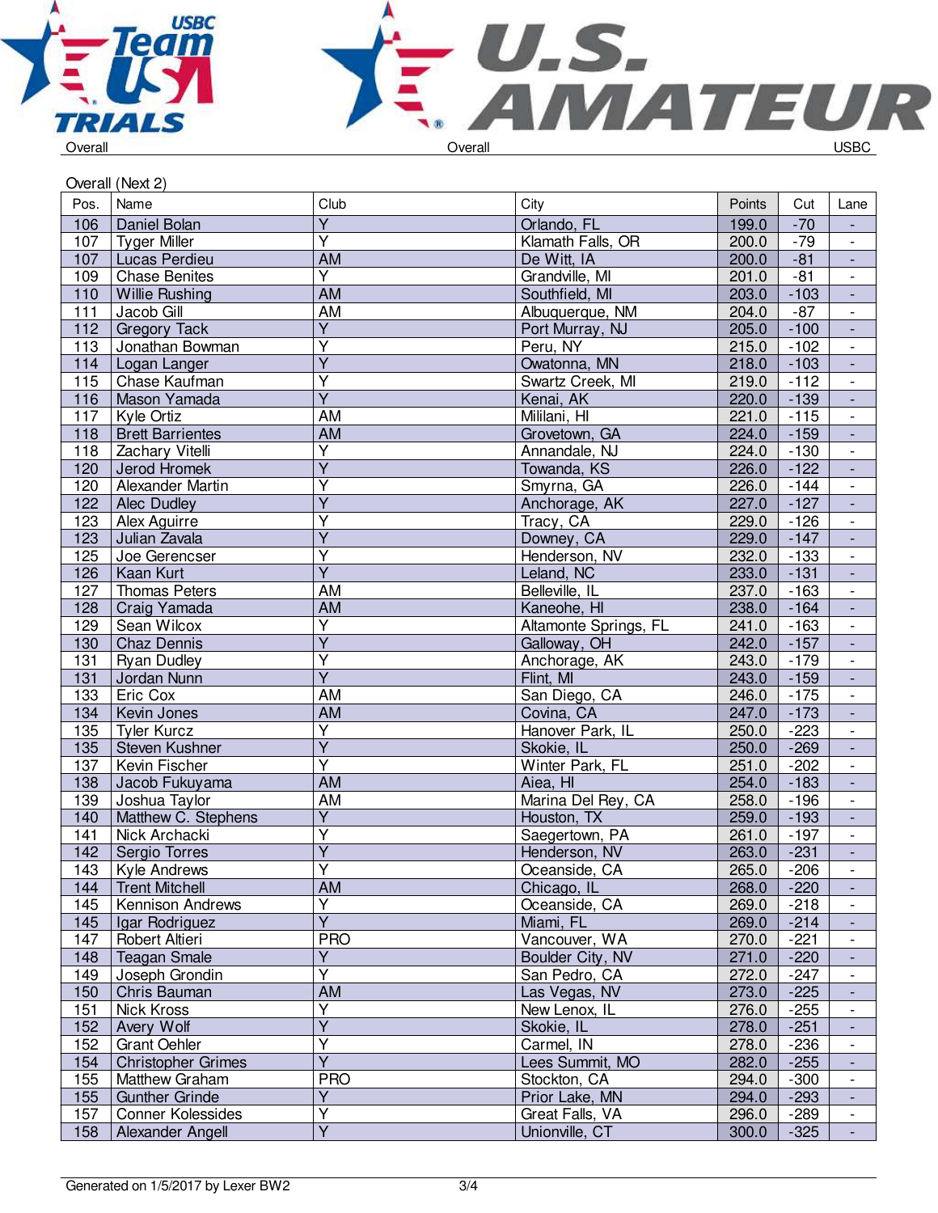Overall (Next 2)

| Pos. | Name | Club | City | Points | Cut | Lane |
|---|---|---|---|---|---|---|
| 106 | Daniel Bolan | Y | Orlando, FL | 199.0 | -70 | - |
| 107 | Tyger Miller | Y | Klamath Falls, OR | 200.0 | -79 | - |
| 107 | Lucas Perdieu | AM | De Witt, IA | 200.0 | -81 | - |
| 109 | Chase Benites | Y | Grandville, MI | 201.0 | -81 | - |
| 110 | Willie Rushing | AM | Southfield, MI | 203.0 | -103 | - |
| 111 | Jacob Gill | AM | Albuquerque, NM | 204.0 | -87 | - |
| 112 | Gregory Tack | Y | Port Murray, NJ | 205.0 | -100 | - |
| 113 | Jonathan Bowman | Y | Peru, NY | 215.0 | -102 | - |
| 114 | Logan Langer | Y | Owatonna, MN | 218.0 | -103 | - |
| 115 | Chase Kaufman | Y | Swartz Creek, MI | 219.0 | -112 | - |
| 116 | Mason Yamada | Y | Kenai, AK | 220.0 | -139 | - |
| 117 | Kyle Ortiz | AM | Mililani, HI | 221.0 | -115 | - |
| 118 | Brett Barrientes | AM | Grovetown, GA | 224.0 | -159 | - |
| 118 | Zachary Vitelli | Y | Annandale, NJ | 224.0 | -130 | - |
| 120 | Jerod Hromek | Y | Towanda, KS | 226.0 | -122 | - |
| 120 | Alexander Martin | Y | Smyrna, GA | 226.0 | -144 | - |
| 122 | Alec Dudley | Y | Anchorage, AK | 227.0 | -127 | - |
| 123 | Alex Aguirre | Y | Tracy, CA | 229.0 | -126 | - |
| 123 | Julian Zavala | Y | Downey, CA | 229.0 | -147 | - |
| 125 | Joe Gerencser | Y | Henderson, NV | 232.0 | -133 | - |
| 126 | Kaan Kurt | Y | Leland, NC | 233.0 | -131 | - |
| 127 | Thomas Peters | AM | Belleville, IL | 237.0 | -163 | - |
| 128 | Craig Yamada | AM | Kaneohe, HI | 238.0 | -164 | - |
| 129 | Sean Wilcox | Y | Altamonte Springs, FL | 241.0 | -163 | - |
| 130 | Chaz Dennis | Y | Galloway, OH | 242.0 | -157 | - |
| 131 | Ryan Dudley | Y | Anchorage, AK | 243.0 | -179 | - |
| 131 | Jordan Nunn | Y | Flint, MI | 243.0 | -159 | - |
| 133 | Eric Cox | AM | San Diego, CA | 246.0 | -175 | - |
| 134 | Kevin Jones | AM | Covina, CA | 247.0 | -173 | - |
| 135 | Tyler Kurcz | Y | Hanover Park, IL | 250.0 | -223 | - |
| 135 | Steven Kushner | Y | Skokie, IL | 250.0 | -269 | - |
| 137 | Kevin Fischer | Y | Winter Park, FL | 251.0 | -202 | - |
| 138 | Jacob Fukuyama | AM | Aiea, HI | 254.0 | -183 | - |
| 139 | Joshua Taylor | AM | Marina Del Rey, CA | 258.0 | -196 | - |
| 140 | Matthew C. Stephens | Y | Houston, TX | 259.0 | -193 | - |
| 141 | Nick Archacki | Y | Saegertown, PA | 261.0 | -197 | - |
| 142 | Sergio Torres | Y | Henderson, NV | 263.0 | -231 | - |
| 143 | Kyle Andrews | Y | Oceanside, CA | 265.0 | -206 | - |
| 144 | Trent Mitchell | AM | Chicago, IL | 268.0 | -220 | - |
| 145 | Kennison Andrews | Y | Oceanside, CA | 269.0 | -218 | - |
| 145 | Igar Rodriguez | Y | Miami, FL | 269.0 | -214 | - |
| 147 | Robert Altieri | PRO | Vancouver, WA | 270.0 | -221 | - |
| 148 | Teagan Smale | Y | Boulder City, NV | 271.0 | -220 | - |
| 149 | Joseph Grondin | Y | San Pedro, CA | 272.0 | -247 | - |
| 150 | Chris Bauman | AM | Las Vegas, NV | 273.0 | -225 | - |
| 151 | Nick Kross | Y | New Lenox, IL | 276.0 | -255 | - |
| 152 | Avery Wolf | Y | Skokie, IL | 278.0 | -251 | - |
| 152 | Grant Oehler | Y | Carmel, IN | 278.0 | -236 | - |
| 154 | Christopher Grimes | Y | Lees Summit, MO | 282.0 | -255 | - |
| 155 | Matthew Graham | PRO | Stockton, CA | 294.0 | -300 | - |
| 155 | Gunther Grinde | Y | Prior Lake, MN | 294.0 | -293 | - |
| 157 | Conner Kolessides | Y | Great Falls, VA | 296.0 | -289 | - |
| 158 | Alexander Angell | Y | Unionville, CT | 300.0 | -325 | - |

Generated on 1/5/2017 by Lexer BW2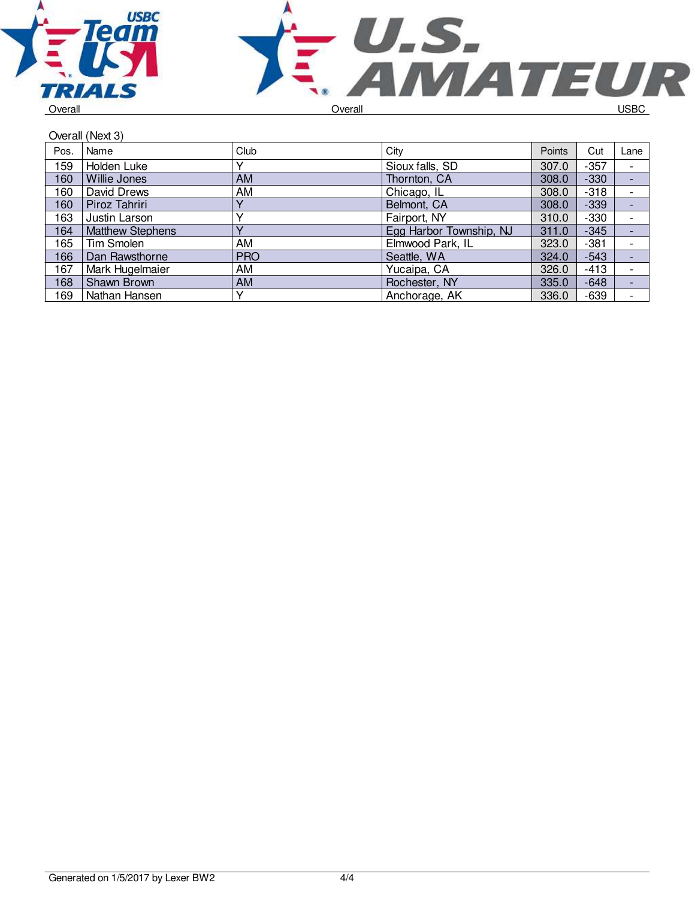Overall (Next 3)

| Pos. | Name | Club | City | Points | Cut | Lane |
|---|---|---|---|---|---|---|
| 159 | Holden Luke | Y | Sioux falls, SD | 307.0 | -357 | - |
| 160 | Willie Jones | AM | Thornton, CA | 308.0 | -330 | - |
| 160 | David Drews | AM | Chicago, IL | 308.0 | -318 | - |
| 160 | Piroz Tahriri | Y | Belmont, CA | 308.0 | -339 | - |
| 163 | Justin Larson | Y | Fairport, NY | 310.0 | -330 | - |
| 164 | Matthew Stephens | Y | Egg Harbor Township, NJ | 311.0 | -345 | - |
| 165 | Tim Smolen | AM | Elmwood Park, IL | 323.0 | -381 | - |
| 166 | Dan Rawsthorne | PRO | Seattle, WA | 324.0 | -543 | - |
| 167 | Mark Hugelmaier | AM | Yucaipa, CA | 326.0 | -413 | - |
| 168 | Shawn Brown | AM | Rochester, NY | 335.0 | -648 | - |
| 169 | Nathan Hansen | Y | Anchorage, AK | 336.0 | -639 | - |

Generated on 1/5/2017 by Lexer BW2